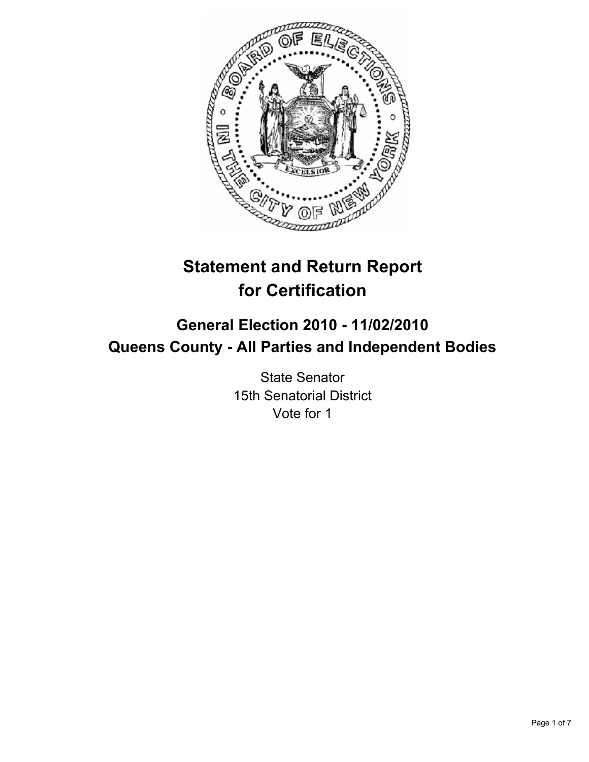# Statement and Return Report for Certification

## General Election 2010 - 11/02/2010
## Queens County - All Parties and Independent Bodies

State Senator
15th Senatorial District
Vote for 1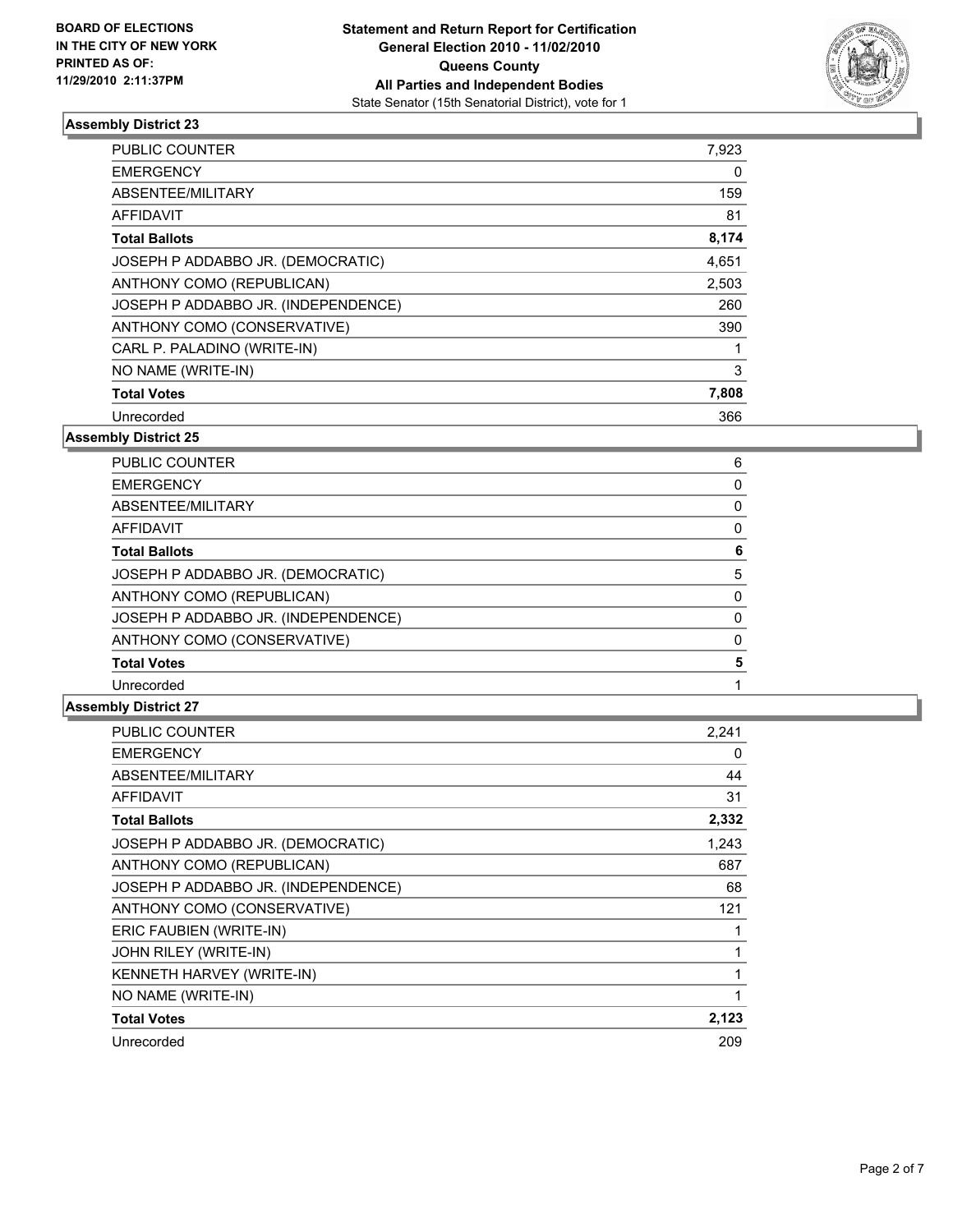**BOARD OF ELECTIONS IN THE CITY OF NEW YORK PRINTED AS OF: 11/29/2010 2:11:37PM**

**Statement and Return Report for Certification General Election 2010 - 11/02/2010 Queens County All Parties and Independent Bodies**
State Senator (15th Senatorial District), vote for 1

### Assembly District 23

| | |
|---|---|
| PUBLIC COUNTER | 7,923 |
| EMERGENCY | 0 |
| ABSENTEE/MILITARY | 159 |
| AFFIDAVIT | 81 |
| **Total Ballots** | **8,174** |
| JOSEPH P ADDABBO JR. (DEMOCRATIC) | 4,651 |
| ANTHONY COMO (REPUBLICAN) | 2,503 |
| JOSEPH P ADDABBO JR. (INDEPENDENCE) | 260 |
| ANTHONY COMO (CONSERVATIVE) | 390 |
| CARL P. PALADINO (WRITE-IN) | 1 |
| NO NAME (WRITE-IN) | 3 |
| **Total Votes** | **7,808** |
| Unrecorded | 366 |

### Assembly District 25

| | |
|---|---|
| PUBLIC COUNTER | 6 |
| EMERGENCY | 0 |
| ABSENTEE/MILITARY | 0 |
| AFFIDAVIT | 0 |
| **Total Ballots** | **6** |
| JOSEPH P ADDABBO JR. (DEMOCRATIC) | 5 |
| ANTHONY COMO (REPUBLICAN) | 0 |
| JOSEPH P ADDABBO JR. (INDEPENDENCE) | 0 |
| ANTHONY COMO (CONSERVATIVE) | 0 |
| **Total Votes** | **5** |
| Unrecorded | 1 |

### Assembly District 27

| | |
|---|---|
| PUBLIC COUNTER | 2,241 |
| EMERGENCY | 0 |
| ABSENTEE/MILITARY | 44 |
| AFFIDAVIT | 31 |
| **Total Ballots** | **2,332** |
| JOSEPH P ADDABBO JR. (DEMOCRATIC) | 1,243 |
| ANTHONY COMO (REPUBLICAN) | 687 |
| JOSEPH P ADDABBO JR. (INDEPENDENCE) | 68 |
| ANTHONY COMO (CONSERVATIVE) | 121 |
| ERIC FAUBIEN (WRITE-IN) | 1 |
| JOHN RILEY (WRITE-IN) | 1 |
| KENNETH HARVEY (WRITE-IN) | 1 |
| NO NAME (WRITE-IN) | 1 |
| **Total Votes** | **2,123** |
| Unrecorded | 209 |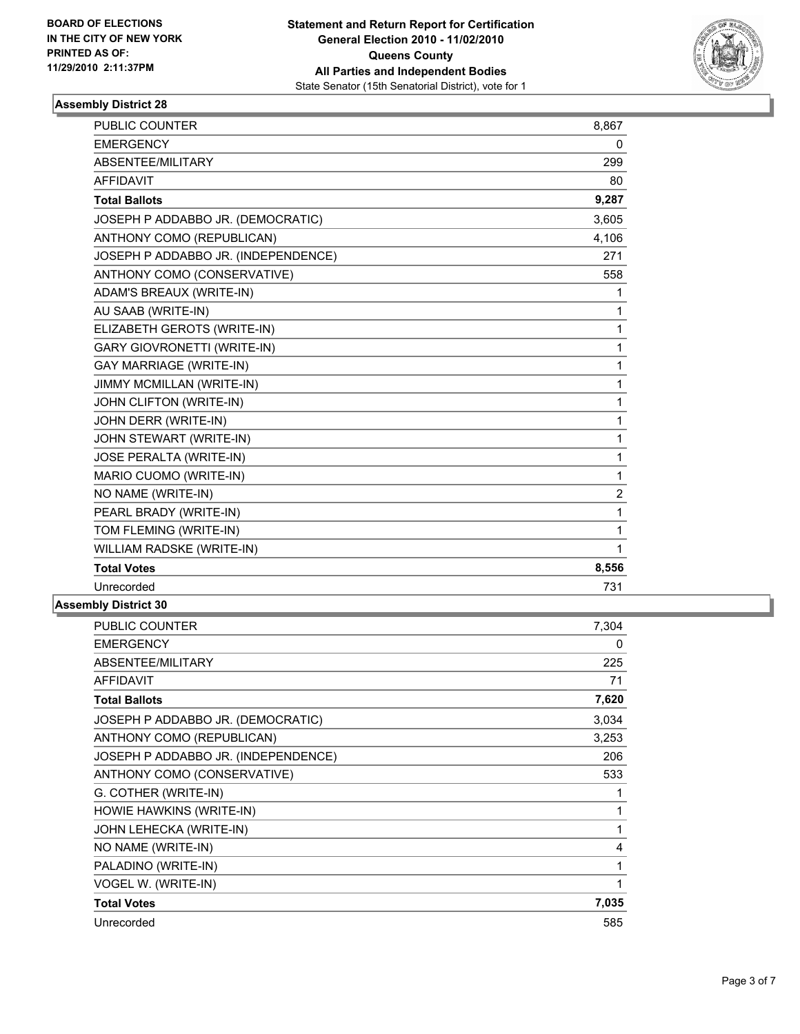**BOARD OF ELECTIONS IN THE CITY OF NEW YORK PRINTED AS OF: 11/29/2010 2:11:37PM**

**Statement and Return Report for Certification General Election 2010 - 11/02/2010 Queens County All Parties and Independent Bodies**
State Senator (15th Senatorial District), vote for 1

### Assembly District 28

| | |
|---|---|
| PUBLIC COUNTER | 8,867 |
| EMERGENCY | 0 |
| ABSENTEE/MILITARY | 299 |
| AFFIDAVIT | 80 |
| **Total Ballots** | **9,287** |
| JOSEPH P ADDABBO JR. (DEMOCRATIC) | 3,605 |
| ANTHONY COMO (REPUBLICAN) | 4,106 |
| JOSEPH P ADDABBO JR. (INDEPENDENCE) | 271 |
| ANTHONY COMO (CONSERVATIVE) | 558 |
| ADAM'S BREAUX (WRITE-IN) | 1 |
| AU SAAB (WRITE-IN) | 1 |
| ELIZABETH GEROTS (WRITE-IN) | 1 |
| GARY GIOVRONETTI (WRITE-IN) | 1 |
| GAY MARRIAGE (WRITE-IN) | 1 |
| JIMMY MCMILLAN (WRITE-IN) | 1 |
| JOHN CLIFTON (WRITE-IN) | 1 |
| JOHN DERR (WRITE-IN) | 1 |
| JOHN STEWART (WRITE-IN) | 1 |
| JOSE PERALTA (WRITE-IN) | 1 |
| MARIO CUOMO (WRITE-IN) | 1 |
| NO NAME (WRITE-IN) | 2 |
| PEARL BRADY (WRITE-IN) | 1 |
| TOM FLEMING (WRITE-IN) | 1 |
| WILLIAM RADSKE (WRITE-IN) | 1 |
| **Total Votes** | **8,556** |
| Unrecorded | 731 |

### Assembly District 30

| | |
|---|---|
| PUBLIC COUNTER | 7,304 |
| EMERGENCY | 0 |
| ABSENTEE/MILITARY | 225 |
| AFFIDAVIT | 71 |
| **Total Ballots** | **7,620** |
| JOSEPH P ADDABBO JR. (DEMOCRATIC) | 3,034 |
| ANTHONY COMO (REPUBLICAN) | 3,253 |
| JOSEPH P ADDABBO JR. (INDEPENDENCE) | 206 |
| ANTHONY COMO (CONSERVATIVE) | 533 |
| G. COTHER (WRITE-IN) | 1 |
| HOWIE HAWKINS (WRITE-IN) | 1 |
| JOHN LEHECKA (WRITE-IN) | 1 |
| NO NAME (WRITE-IN) | 4 |
| PALADINO (WRITE-IN) | 1 |
| VOGEL W. (WRITE-IN) | 1 |
| **Total Votes** | **7,035** |
| Unrecorded | 585 |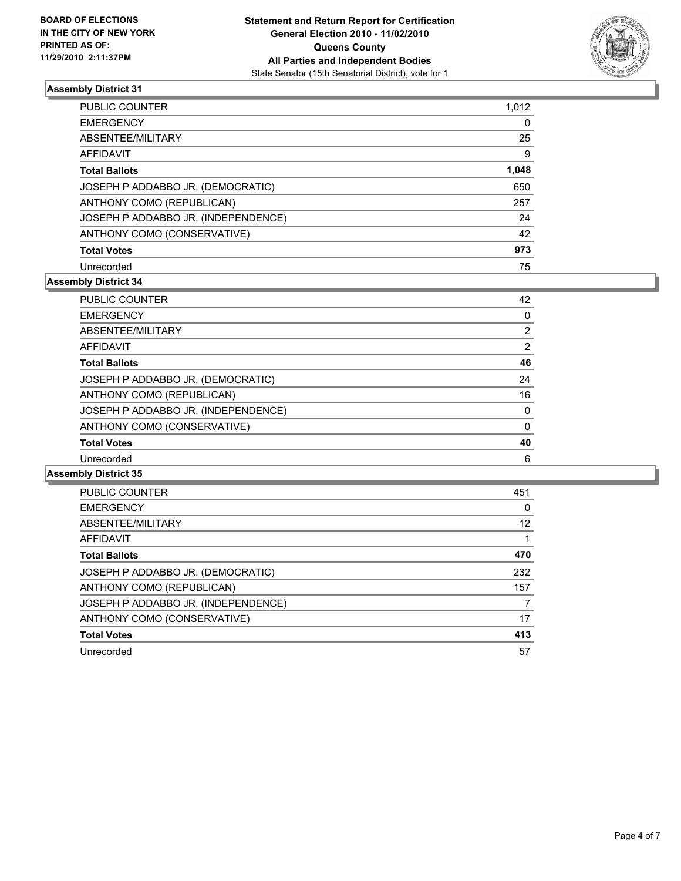**BOARD OF ELECTIONS IN THE CITY OF NEW YORK PRINTED AS OF: 11/29/2010 2:11:37PM**

**Statement and Return Report for Certification**
**General Election 2010 - 11/02/2010**
**Queens County**
**All Parties and Independent Bodies**
State Senator (15th Senatorial District), vote for 1

## Assembly District 31

| | |
|---|---|
| PUBLIC COUNTER | 1,012 |
| EMERGENCY | 0 |
| ABSENTEE/MILITARY | 25 |
| AFFIDAVIT | 9 |
| **Total Ballots** | **1,048** |
| JOSEPH P ADDABBO JR. (DEMOCRATIC) | 650 |
| ANTHONY COMO (REPUBLICAN) | 257 |
| JOSEPH P ADDABBO JR. (INDEPENDENCE) | 24 |
| ANTHONY COMO (CONSERVATIVE) | 42 |
| **Total Votes** | **973** |
| Unrecorded | 75 |

## Assembly District 34

| | |
|---|---|
| PUBLIC COUNTER | 42 |
| EMERGENCY | 0 |
| ABSENTEE/MILITARY | 2 |
| AFFIDAVIT | 2 |
| **Total Ballots** | **46** |
| JOSEPH P ADDABBO JR. (DEMOCRATIC) | 24 |
| ANTHONY COMO (REPUBLICAN) | 16 |
| JOSEPH P ADDABBO JR. (INDEPENDENCE) | 0 |
| ANTHONY COMO (CONSERVATIVE) | 0 |
| **Total Votes** | **40** |
| Unrecorded | 6 |

## Assembly District 35

| | |
|---|---|
| PUBLIC COUNTER | 451 |
| EMERGENCY | 0 |
| ABSENTEE/MILITARY | 12 |
| AFFIDAVIT | 1 |
| **Total Ballots** | **470** |
| JOSEPH P ADDABBO JR. (DEMOCRATIC) | 232 |
| ANTHONY COMO (REPUBLICAN) | 157 |
| JOSEPH P ADDABBO JR. (INDEPENDENCE) | 7 |
| ANTHONY COMO (CONSERVATIVE) | 17 |
| **Total Votes** | **413** |
| Unrecorded | 57 |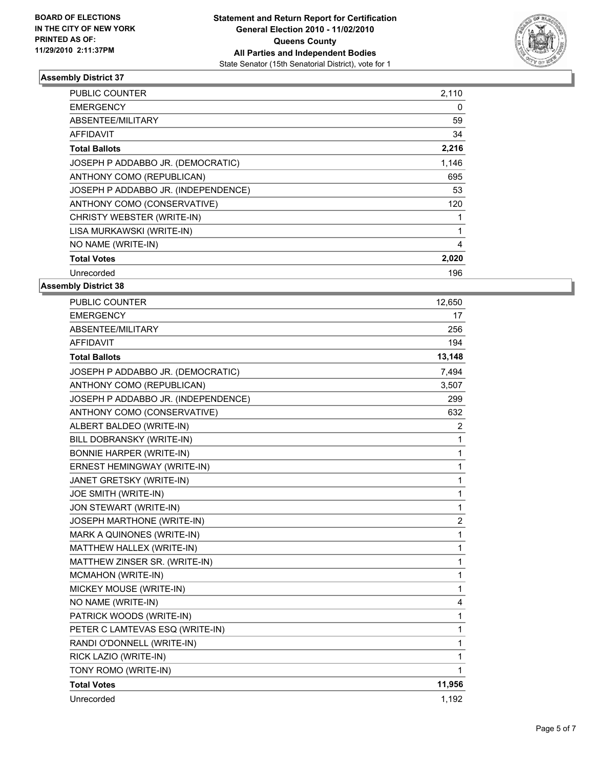**BOARD OF ELECTIONS IN THE CITY OF NEW YORK PRINTED AS OF: 11/29/2010 2:11:37PM**

**Statement and Return Report for Certification General Election 2010 - 11/02/2010 Queens County All Parties and Independent Bodies**
State Senator (15th Senatorial District), vote for 1

### Assembly District 37

| | |
|---|---|
| PUBLIC COUNTER | 2,110 |
| EMERGENCY | 0 |
| ABSENTEE/MILITARY | 59 |
| AFFIDAVIT | 34 |
| **Total Ballots** | **2,216** |
| JOSEPH P ADDABBO JR. (DEMOCRATIC) | 1,146 |
| ANTHONY COMO (REPUBLICAN) | 695 |
| JOSEPH P ADDABBO JR. (INDEPENDENCE) | 53 |
| ANTHONY COMO (CONSERVATIVE) | 120 |
| CHRISTY WEBSTER (WRITE-IN) | 1 |
| LISA MURKAWSKI (WRITE-IN) | 1 |
| NO NAME (WRITE-IN) | 4 |
| **Total Votes** | **2,020** |
| Unrecorded | 196 |

### Assembly District 38

| | |
|---|---|
| PUBLIC COUNTER | 12,650 |
| EMERGENCY | 17 |
| ABSENTEE/MILITARY | 256 |
| AFFIDAVIT | 194 |
| **Total Ballots** | **13,148** |
| JOSEPH P ADDABBO JR. (DEMOCRATIC) | 7,494 |
| ANTHONY COMO (REPUBLICAN) | 3,507 |
| JOSEPH P ADDABBO JR. (INDEPENDENCE) | 299 |
| ANTHONY COMO (CONSERVATIVE) | 632 |
| ALBERT BALDEO (WRITE-IN) | 2 |
| BILL DOBRANSKY (WRITE-IN) | 1 |
| BONNIE HARPER (WRITE-IN) | 1 |
| ERNEST HEMINGWAY (WRITE-IN) | 1 |
| JANET GRETSKY (WRITE-IN) | 1 |
| JOE SMITH (WRITE-IN) | 1 |
| JON STEWART (WRITE-IN) | 1 |
| JOSEPH MARTHONE (WRITE-IN) | 2 |
| MARK A QUINONES (WRITE-IN) | 1 |
| MATTHEW HALLEX (WRITE-IN) | 1 |
| MATTHEW ZINSER SR. (WRITE-IN) | 1 |
| MCMAHON (WRITE-IN) | 1 |
| MICKEY MOUSE (WRITE-IN) | 1 |
| NO NAME (WRITE-IN) | 4 |
| PATRICK WOODS (WRITE-IN) | 1 |
| PETER C LAMTEVAS ESQ (WRITE-IN) | 1 |
| RANDI O'DONNELL (WRITE-IN) | 1 |
| RICK LAZIO (WRITE-IN) | 1 |
| TONY ROMO (WRITE-IN) | 1 |
| **Total Votes** | **11,956** |
| Unrecorded | 1,192 |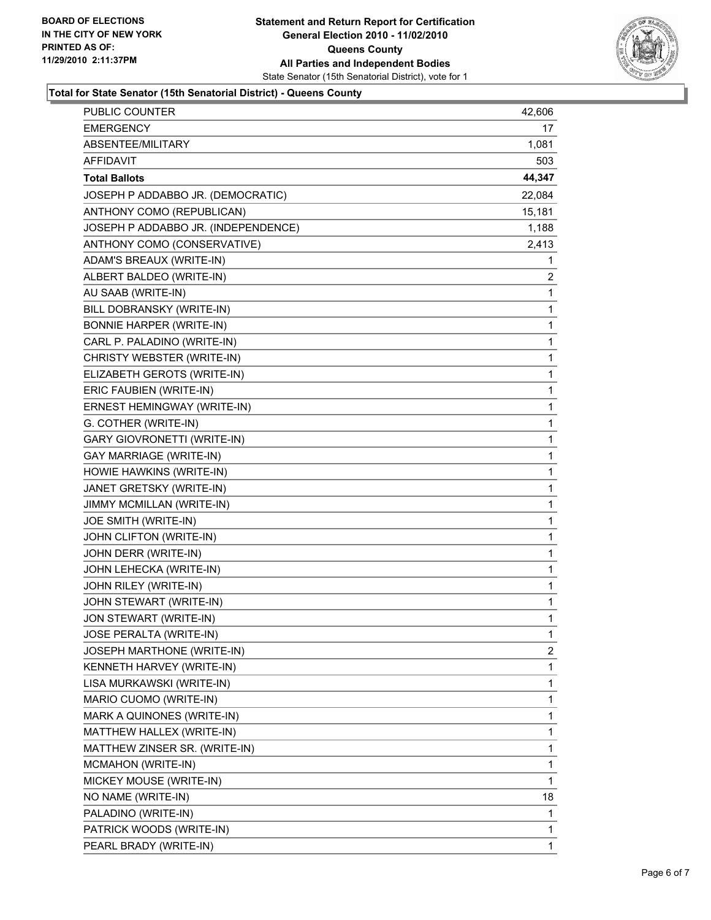**BOARD OF ELECTIONS IN THE CITY OF NEW YORK PRINTED AS OF: 11/29/2010 2:11:37PM**

# Statement and Return Report for Certification General Election 2010 - 11/02/2010 Queens County All Parties and Independent Bodies

State Senator (15th Senatorial District), vote for 1

## Total for State Senator (15th Senatorial District) - Queens County

| | |
|---|---|
| PUBLIC COUNTER | 42,606 |
| EMERGENCY | 17 |
| ABSENTEE/MILITARY | 1,081 |
| AFFIDAVIT | 503 |
| **Total Ballots** | **44,347** |
| JOSEPH P ADDABBO JR. (DEMOCRATIC) | 22,084 |
| ANTHONY COMO (REPUBLICAN) | 15,181 |
| JOSEPH P ADDABBO JR. (INDEPENDENCE) | 1,188 |
| ANTHONY COMO (CONSERVATIVE) | 2,413 |
| ADAM'S BREAUX (WRITE-IN) | 1 |
| ALBERT BALDEO (WRITE-IN) | 2 |
| AU SAAB (WRITE-IN) | 1 |
| BILL DOBRANSKY (WRITE-IN) | 1 |
| BONNIE HARPER (WRITE-IN) | 1 |
| CARL P. PALADINO (WRITE-IN) | 1 |
| CHRISTY WEBSTER (WRITE-IN) | 1 |
| ELIZABETH GEROTS (WRITE-IN) | 1 |
| ERIC FAUBIEN (WRITE-IN) | 1 |
| ERNEST HEMINGWAY (WRITE-IN) | 1 |
| G. COTHER (WRITE-IN) | 1 |
| GARY GIOVRONETTI (WRITE-IN) | 1 |
| GAY MARRIAGE (WRITE-IN) | 1 |
| HOWIE HAWKINS (WRITE-IN) | 1 |
| JANET GRETSKY (WRITE-IN) | 1 |
| JIMMY MCMILLAN (WRITE-IN) | 1 |
| JOE SMITH (WRITE-IN) | 1 |
| JOHN CLIFTON (WRITE-IN) | 1 |
| JOHN DERR (WRITE-IN) | 1 |
| JOHN LEHECKA (WRITE-IN) | 1 |
| JOHN RILEY (WRITE-IN) | 1 |
| JOHN STEWART (WRITE-IN) | 1 |
| JON STEWART (WRITE-IN) | 1 |
| JOSE PERALTA (WRITE-IN) | 1 |
| JOSEPH MARTHONE (WRITE-IN) | 2 |
| KENNETH HARVEY (WRITE-IN) | 1 |
| LISA MURKAWSKI (WRITE-IN) | 1 |
| MARIO CUOMO (WRITE-IN) | 1 |
| MARK A QUINONES (WRITE-IN) | 1 |
| MATTHEW HALLEX (WRITE-IN) | 1 |
| MATTHEW ZINSER SR. (WRITE-IN) | 1 |
| MCMAHON (WRITE-IN) | 1 |
| MICKEY MOUSE (WRITE-IN) | 1 |
| NO NAME (WRITE-IN) | 18 |
| PALADINO (WRITE-IN) | 1 |
| PATRICK WOODS (WRITE-IN) | 1 |
| PEARL BRADY (WRITE-IN) | 1 |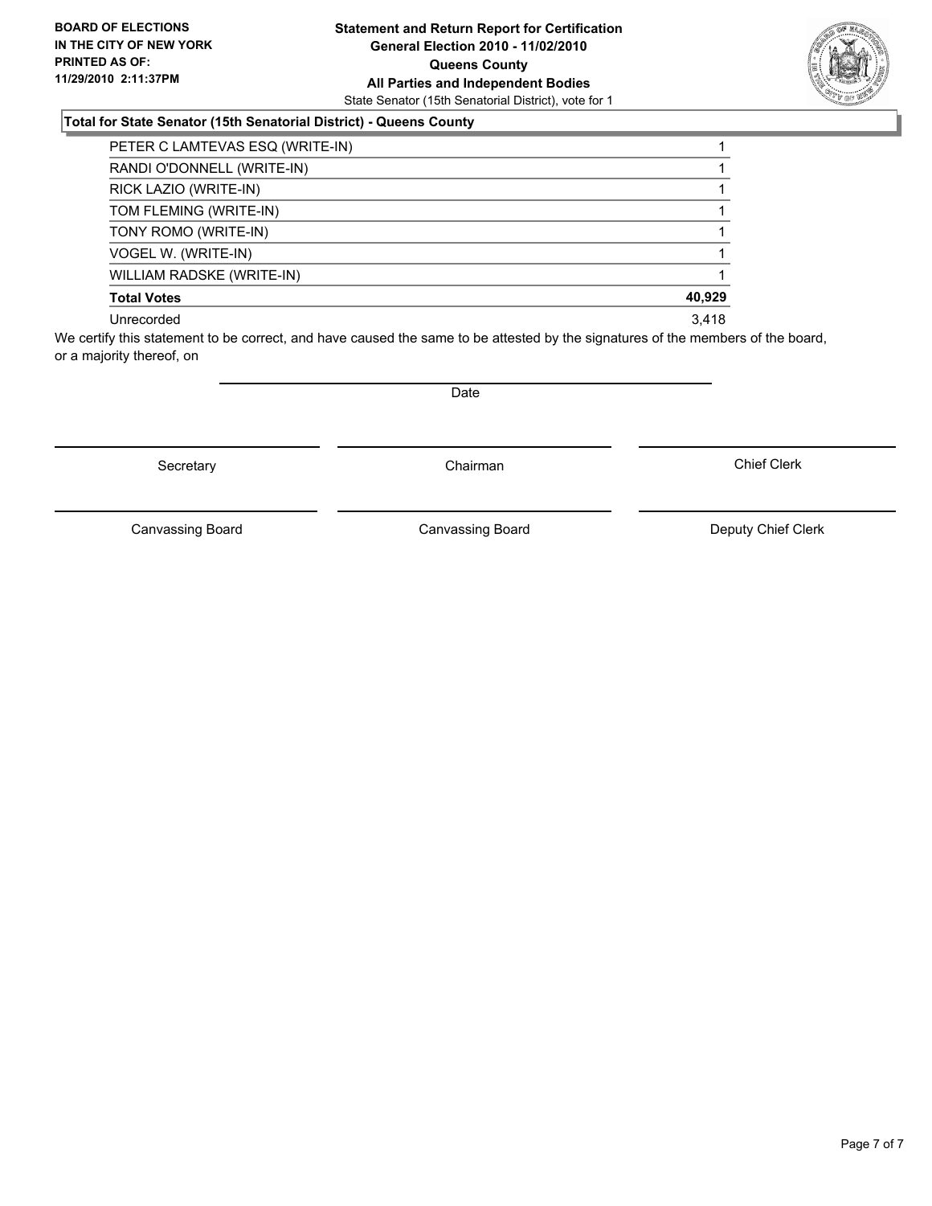**BOARD OF ELECTIONS IN THE CITY OF NEW YORK PRINTED AS OF: 11/29/2010 2:11:37PM**

**Statement and Return Report for Certification General Election 2010 - 11/02/2010 Queens County All Parties and Independent Bodies**

State Senator (15th Senatorial District), vote for 1

### Total for State Senator (15th Senatorial District) - Queens County

| | |
|---|---|
| PETER C LAMTEVAS ESQ (WRITE-IN) | 1 |
| RANDI O'DONNELL (WRITE-IN) | 1 |
| RICK LAZIO (WRITE-IN) | 1 |
| TOM FLEMING (WRITE-IN) | 1 |
| TONY ROMO (WRITE-IN) | 1 |
| VOGEL W. (WRITE-IN) | 1 |
| WILLIAM RADSKE (WRITE-IN) | 1 |
| **Total Votes** | **40,929** |
| Unrecorded | 3,418 |

We certify this statement to be correct, and have caused the same to be attested by the signatures of the members of the board, or a majority thereof, on

Date

Secretary

Chairman

Chief Clerk

Canvassing Board

Canvassing Board

Deputy Chief Clerk